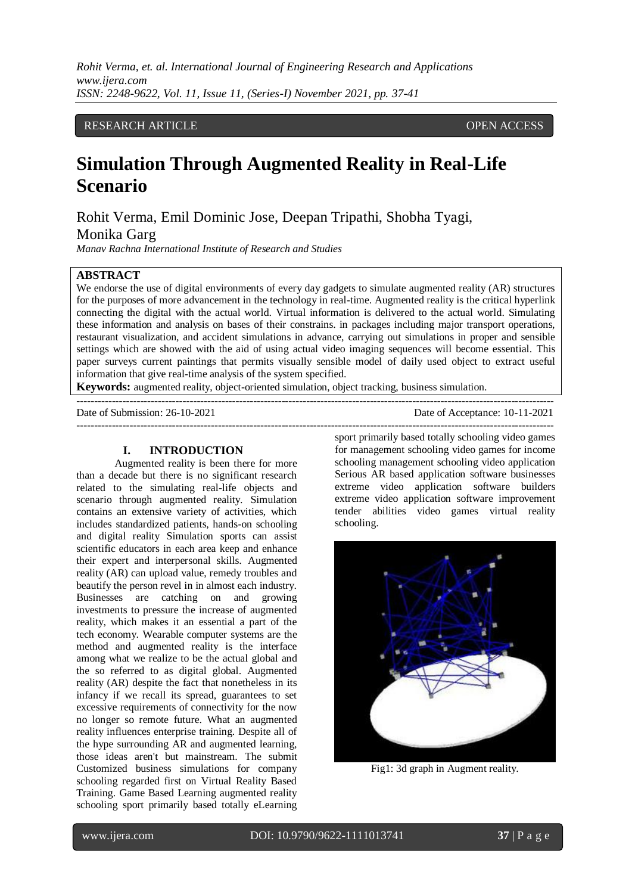RESEARCH ARTICLE OPEN ACCESS

# Simulation Through Augmented Reality in Real-Life Scenario

Rohit Verma, Emil Dominic Jose, Deepan Tripathi, Shobha Tyagi, Monika Garg

*Manav Rachna International Institute of Research and Studies*

## ABSTRACT

We endorse the use of digital environments of every day gadgets to simulate augmented reality (AR) structures for the purposes of more advancement in the technology in real-time. Augmented reality is the critical hyperlink connecting the digital with the actual world. Virtual information is delivered to the actual world. Simulating these information and analysis on bases of their constrains. in packages including major transport operations, restaurant visualization, and accident simulations in advance, carrying out simulations in proper and sensible settings which are showed with the aid of using actual video imaging sequences will become essential. This paper surveys current paintings that permits visually sensible model of daily used object to extract useful information that give real-time analysis of the system specified.

**Keywords:** augmented reality, object-oriented simulation, object tracking, business simulation.

---

Date of Submission: 26-10-2021 Date of Acceptance: 10-11-2021

---

## I. INTRODUCTION

Augmented reality is been there for more than a decade but there is no significant research related to the simulating real-life objects and scenario through augmented reality. Simulation contains an extensive variety of activities, which includes standardized patients, hands-on schooling and digital reality Simulation sports can assist scientific educators in each area keep and enhance their expert and interpersonal skills. Augmented reality (AR) can upload value, remedy troubles and beautify the person revel in in almost each industry. Businesses are catching on and growing investments to pressure the increase of augmented reality, which makes it an essential a part of the tech economy. Wearable computer systems are the method and augmented reality is the interface among what we realize to be the actual global and the so referred to as digital global. Augmented reality (AR) despite the fact that nonetheless in its infancy if we recall its spread, guarantees to set excessive requirements of connectivity for the now no longer so remote future. What an augmented reality influences enterprise training. Despite all of the hype surrounding AR and augmented learning, those ideas aren't but mainstream. The submit Customized business simulations for company schooling regarded first on Virtual Reality Based Training. Game Based Learning augmented reality schooling sport primarily based totally eLearning sport primarily based totally schooling video games for management schooling video games for income schooling management schooling video application Serious AR based application software businesses extreme video application software builders extreme video application software improvement tender abilities video games virtual reality schooling.

Fig1: 3d graph in Augment reality.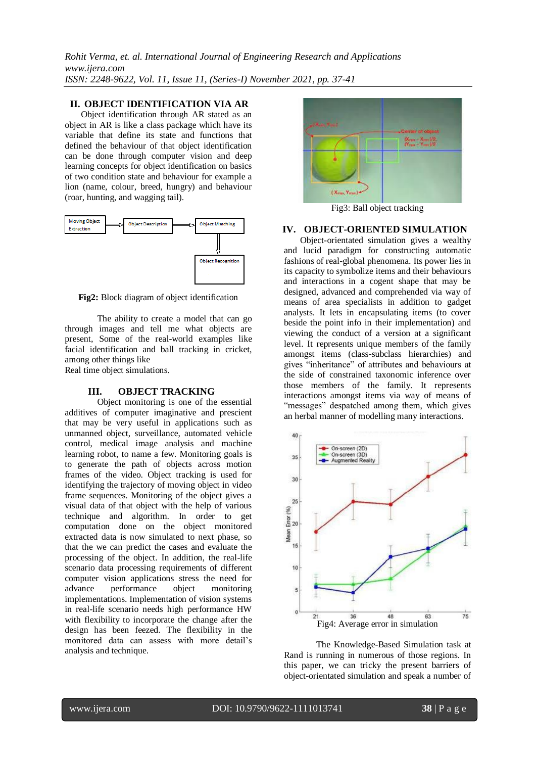## II. OBJECT IDENTIFICATION VIA AR

Object identification through AR stated as an object in AR is like a class package which have its variable that define its state and functions that defined the behaviour of that object identification can be done through computer vision and deep learning concepts for object identification on basics of two condition state and behaviour for example a lion (name, colour, breed, hungry) and behaviour (roar, hunting, and wagging tail).

**Fig2:** Block diagram of object identification

The ability to create a model that can go through images and tell me what objects are present, Some of the real-world examples like facial identification and ball tracking in cricket, among other things like
Real time object simulations.

## III. OBJECT TRACKING

Object monitoring is one of the essential additives of computer imaginative and prescient that may be very useful in applications such as unmanned object, surveillance, automated vehicle control, medical image analysis and machine learning robot, to name a few. Monitoring goals is to generate the path of objects across motion frames of the video. Object tracking is used for identifying the trajectory of moving object in video frame sequences. Monitoring of the object gives a visual data of that object with the help of various technique and algorithm. In order to get computation done on the object monitored extracted data is now simulated to next phase, so that the we can predict the cases and evaluate the processing of the object. In addition, the real-life scenario data processing requirements of different computer vision applications stress the need for advance performance object monitoring implementations. Implementation of vision systems in real-life scenario needs high performance HW with flexibility to incorporate the change after the design has been feezed. The flexibility in the monitored data can assess with more detail's analysis and technique.

Fig3: Ball object tracking

## IV. OBJECT-ORIENTED SIMULATION

Object-orientated simulation gives a wealthy and lucid paradigm for constructing automatic fashions of real-global phenomena. Its power lies in its capacity to symbolize items and their behaviours and interactions in a cogent shape that may be designed, advanced and comprehended via way of means of area specialists in addition to gadget analysts. It lets in encapsulating items (to cover beside the point info in their implementation) and viewing the conduct of a version at a significant level. It represents unique members of the family amongst items (class-subclass hierarchies) and gives "inheritance" of attributes and behaviours at the side of constrained taxonomic inference over those members of the family. It represents interactions amongst items via way of means of "messages" despatched among them, which gives an herbal manner of modelling many interactions.

Fig4: Average error in simulation

The Knowledge-Based Simulation task at Rand is running in numerous of those regions. In this paper, we can tricky the present barriers of object-orientated simulation and speak a number of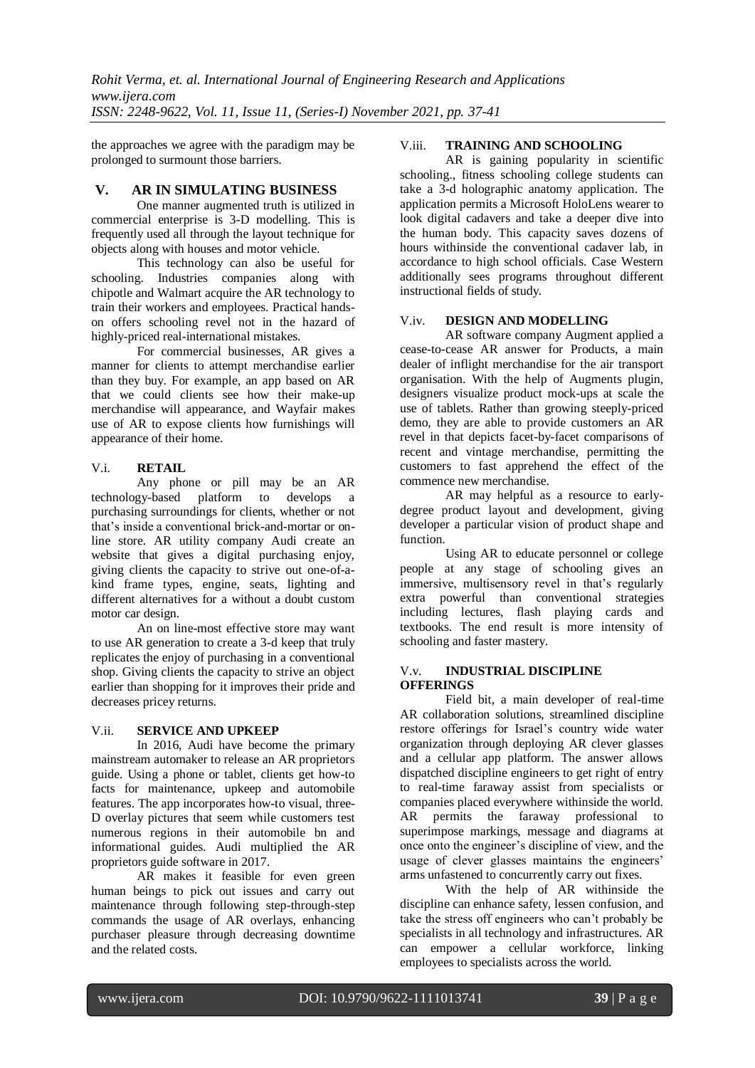the approaches we agree with the paradigm may be prolonged to surmount those barriers.

## V. AR IN SIMULATING BUSINESS

One manner augmented truth is utilized in commercial enterprise is 3-D modelling. This is frequently used all through the layout technique for objects along with houses and motor vehicle.

This technology can also be useful for schooling. Industries companies along with chipotle and Walmart acquire the AR technology to train their workers and employees. Practical hands-on offers schooling revel not in the hazard of highly-priced real-international mistakes.

For commercial businesses, AR gives a manner for clients to attempt merchandise earlier than they buy. For example, an app based on AR that we could clients see how their make-up merchandise will appearance, and Wayfair makes use of AR to expose clients how furnishings will appearance of their home.

### V.i. RETAIL

Any phone or pill may be an AR technology-based platform to develops a purchasing surroundings for clients, whether or not that's inside a conventional brick-and-mortar or on-line store. AR utility company Audi create an website that gives a digital purchasing enjoy, giving clients the capacity to strive out one-of-a-kind frame types, engine, seats, lighting and different alternatives for a without a doubt custom motor car design.

An on line-most effective store may want to use AR generation to create a 3-d keep that truly replicates the enjoy of purchasing in a conventional shop. Giving clients the capacity to strive an object earlier than shopping for it improves their pride and decreases pricey returns.

### V.ii. SERVICE AND UPKEEP

In 2016, Audi have become the primary mainstream automaker to release an AR proprietors guide. Using a phone or tablet, clients get how-to facts for maintenance, upkeep and automobile features. The app incorporates how-to visual, three-D overlay pictures that seem while customers test numerous regions in their automobile bn and informational guides. Audi multiplied the AR proprietors guide software in 2017.

AR makes it feasible for even green human beings to pick out issues and carry out maintenance through following step-through-step commands the usage of AR overlays, enhancing purchaser pleasure through decreasing downtime and the related costs.

### V.iii. TRAINING AND SCHOOLING

AR is gaining popularity in scientific schooling., fitness schooling college students can take a 3-d holographic anatomy application. The application permits a Microsoft HoloLens wearer to look digital cadavers and take a deeper dive into the human body. This capacity saves dozens of hours withinside the conventional cadaver lab, in accordance to high school officials. Case Western additionally sees programs throughout different instructional fields of study.

### V.iv. DESIGN AND MODELLING

AR software company Augment applied a cease-to-cease AR answer for Products, a main dealer of inflight merchandise for the air transport organisation. With the help of Augments plugin, designers visualize product mock-ups at scale the use of tablets. Rather than growing steeply-priced demo, they are able to provide customers an AR revel in that depicts facet-by-facet comparisons of recent and vintage merchandise, permitting the customers to fast apprehend the effect of the commence new merchandise.

AR may helpful as a resource to early-degree product layout and development, giving developer a particular vision of product shape and function.

Using AR to educate personnel or college people at any stage of schooling gives an immersive, multisensory revel in that's regularly extra powerful than conventional strategies including lectures, flash playing cards and textbooks. The end result is more intensity of schooling and faster mastery.

### V.v. INDUSTRIAL DISCIPLINE OFFERINGS

Field bit, a main developer of real-time AR collaboration solutions, streamlined discipline restore offerings for Israel's country wide water organization through deploying AR clever glasses and a cellular app platform. The answer allows dispatched discipline engineers to get right of entry to real-time faraway assist from specialists or companies placed everywhere withinside the world. AR permits the faraway professional to superimpose markings, message and diagrams at once onto the engineer's discipline of view, and the usage of clever glasses maintains the engineers' arms unfastened to concurrently carry out fixes.

With the help of AR withinside the discipline can enhance safety, lessen confusion, and take the stress off engineers who can't probably be specialists in all technology and infrastructures. AR can empower a cellular workforce, linking employees to specialists across the world.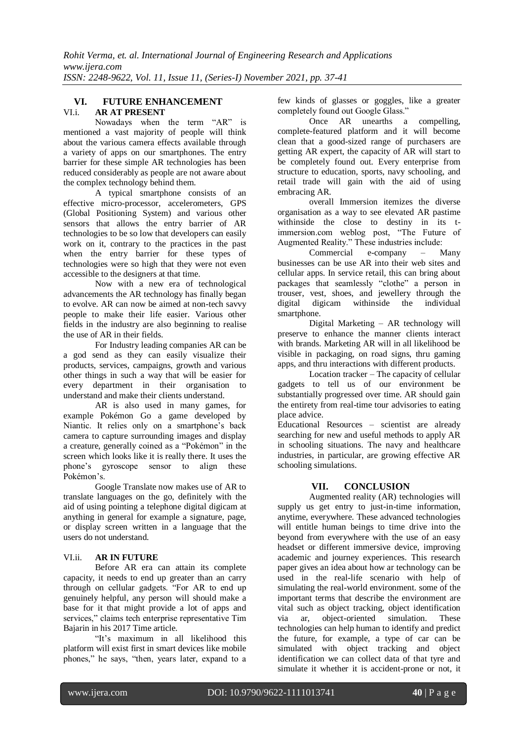## VI. FUTURE ENHANCEMENT

### VI.i. AR AT PRESENT

Nowadays when the term "AR" is mentioned a vast majority of people will think about the various camera effects available through a variety of apps on our smartphones. The entry barrier for these simple AR technologies has been reduced considerably as people are not aware about the complex technology behind them.

A typical smartphone consists of an effective micro-processor, accelerometers, GPS (Global Positioning System) and various other sensors that allows the entry barrier of AR technologies to be so low that developers can easily work on it, contrary to the practices in the past when the entry barrier for these types of technologies were so high that they were not even accessible to the designers at that time.

Now with a new era of technological advancements the AR technology has finally began to evolve. AR can now be aimed at non-tech savvy people to make their life easier. Various other fields in the industry are also beginning to realise the use of AR in their fields.

For Industry leading companies AR can be a god send as they can easily visualize their products, services, campaigns, growth and various other things in such a way that will be easier for every department in their organisation to understand and make their clients understand.

AR is also used in many games, for example Pokémon Go a game developed by Niantic. It relies only on a smartphone's back camera to capture surrounding images and display a creature, generally coined as a "Pokémon" in the screen which looks like it is really there. It uses the phone's gyroscope sensor to align these Pokémon's.

Google Translate now makes use of AR to translate languages on the go, definitely with the aid of using pointing a telephone digital digicam at anything in general for example a signature, page, or display screen written in a language that the users do not understand.

### VI.ii. AR IN FUTURE

Before AR era can attain its complete capacity, it needs to end up greater than an carry through on cellular gadgets. "For AR to end up genuinely helpful, any person will should make a base for it that might provide a lot of apps and services," claims tech enterprise representative Tim Bajarin in his 2017 Time article.

"It's maximum in all likelihood this platform will exist first in smart devices like mobile phones," he says, "then, years later, expand to a few kinds of glasses or goggles, like a greater completely found out Google Glass."

Once AR unearths a compelling, complete-featured platform and it will become clean that a good-sized range of purchasers are getting AR expert, the capacity of AR will start to be completely found out. Every enterprise from structure to education, sports, navy schooling, and retail trade will gain with the aid of using embracing AR.

overall Immersion itemizes the diverse organisation as a way to see elevated AR pastime withinside the close to destiny in its t-immersion.com weblog post, "The Future of Augmented Reality." These industries include:

Commercial e-company – Many businesses can be use AR into their web sites and cellular apps. In service retail, this can bring about packages that seamlessly "clothe" a person in trouser, vest, shoes, and jewellery through the digital digicam withinside the individual smartphone.

Digital Marketing – AR technology will preserve to enhance the manner clients interact with brands. Marketing AR will in all likelihood be visible in packaging, on road signs, thru gaming apps, and thru interactions with different products.

Location tracker – The capacity of cellular gadgets to tell us of our environment be substantially progressed over time. AR should gain the entirety from real-time tour advisories to eating place advice.

Educational Resources – scientist are already searching for new and useful methods to apply AR in schooling situations. The navy and healthcare industries, in particular, are growing effective AR schooling simulations.

## VII. CONCLUSION

Augmented reality (AR) technologies will supply us get entry to just-in-time information, anytime, everywhere. These advanced technologies will entitle human beings to time drive into the beyond from everywhere with the use of an easy headset or different immersive device, improving academic and journey experiences. This research paper gives an idea about how ar technology can be used in the real-life scenario with help of simulating the real-world environment. some of the important terms that describe the environment are vital such as object tracking, object identification via ar, object-oriented simulation. These technologies can help human to identify and predict the future, for example, a type of car can be simulated with object tracking and object identification we can collect data of that tyre and simulate it whether it is accident-prone or not, it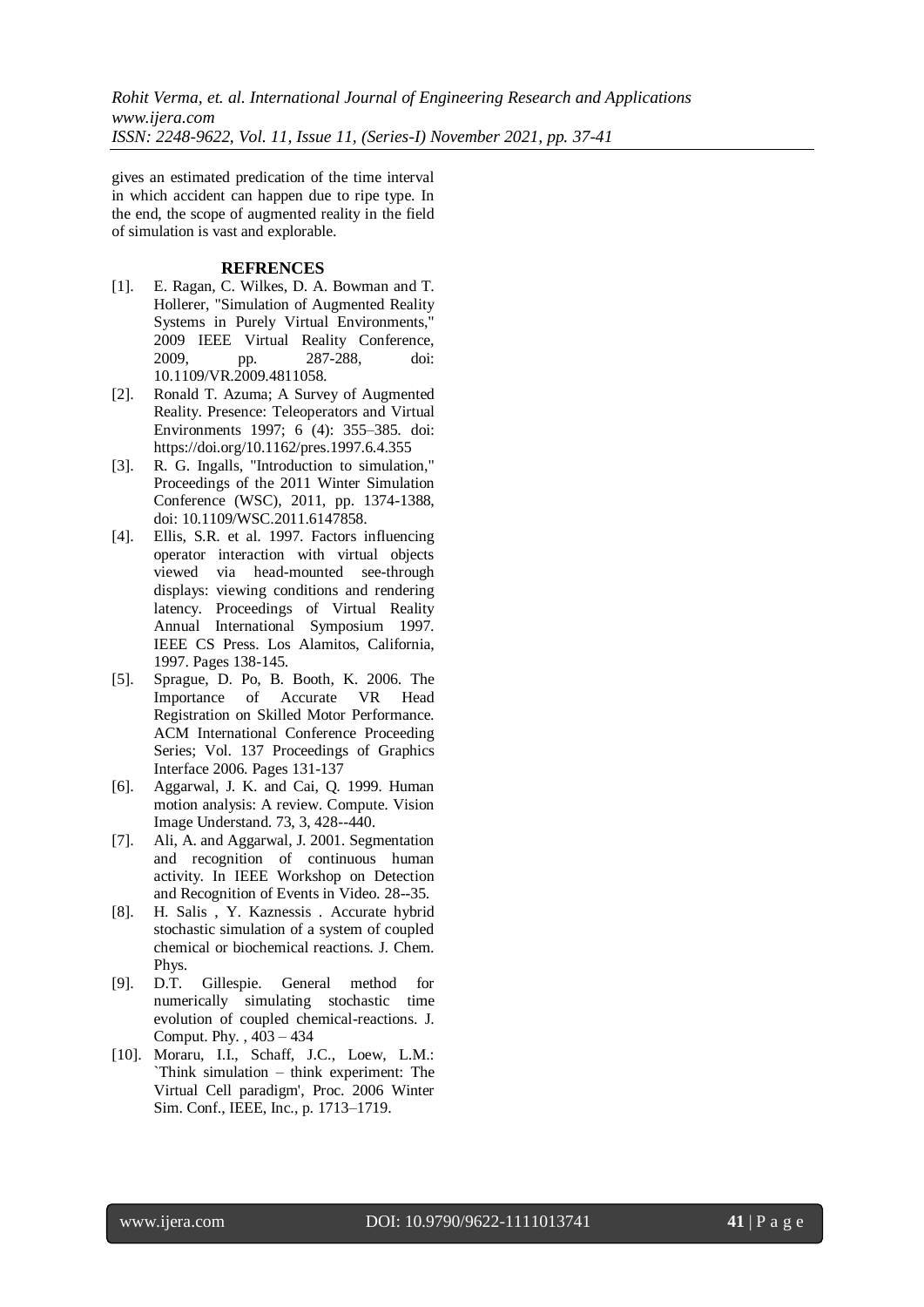gives an estimated predication of the time interval in which accident can happen due to ripe type. In the end, the scope of augmented reality in the field of simulation is vast and explorable.

## REFRENCES

- [1]. E. Ragan, C. Wilkes, D. A. Bowman and T. Hollerer, "Simulation of Augmented Reality Systems in Purely Virtual Environments," 2009 IEEE Virtual Reality Conference, 2009, pp. 287-288, doi: 10.1109/VR.2009.4811058.
- [2]. Ronald T. Azuma; A Survey of Augmented Reality. Presence: Teleoperators and Virtual Environments 1997; 6 (4): 355–385. doi: https://doi.org/10.1162/pres.1997.6.4.355
- [3]. R. G. Ingalls, "Introduction to simulation," Proceedings of the 2011 Winter Simulation Conference (WSC), 2011, pp. 1374-1388, doi: 10.1109/WSC.2011.6147858.
- [4]. Ellis, S.R. et al. 1997. Factors influencing operator interaction with virtual objects viewed via head-mounted see-through displays: viewing conditions and rendering latency. Proceedings of Virtual Reality Annual International Symposium 1997. IEEE CS Press. Los Alamitos, California, 1997. Pages 138-145.
- [5]. Sprague, D. Po, B. Booth, K. 2006. The Importance of Accurate VR Head Registration on Skilled Motor Performance. ACM International Conference Proceeding Series; Vol. 137 Proceedings of Graphics Interface 2006. Pages 131-137
- [6]. Aggarwal, J. K. and Cai, Q. 1999. Human motion analysis: A review. Compute. Vision Image Understand. 73, 3, 428--440.
- [7]. Ali, A. and Aggarwal, J. 2001. Segmentation and recognition of continuous human activity. In IEEE Workshop on Detection and Recognition of Events in Video. 28--35.
- [8]. H. Salis , Y. Kaznessis . Accurate hybrid stochastic simulation of a system of coupled chemical or biochemical reactions. J. Chem. Phys.
- [9]. D.T. Gillespie. General method for numerically simulating stochastic time evolution of coupled chemical-reactions. J. Comput. Phy. , 403 – 434
- [10]. Moraru, I.I., Schaff, J.C., Loew, L.M.: `Think simulation – think experiment: The Virtual Cell paradigm', Proc. 2006 Winter Sim. Conf., IEEE, Inc., p. 1713–1719.